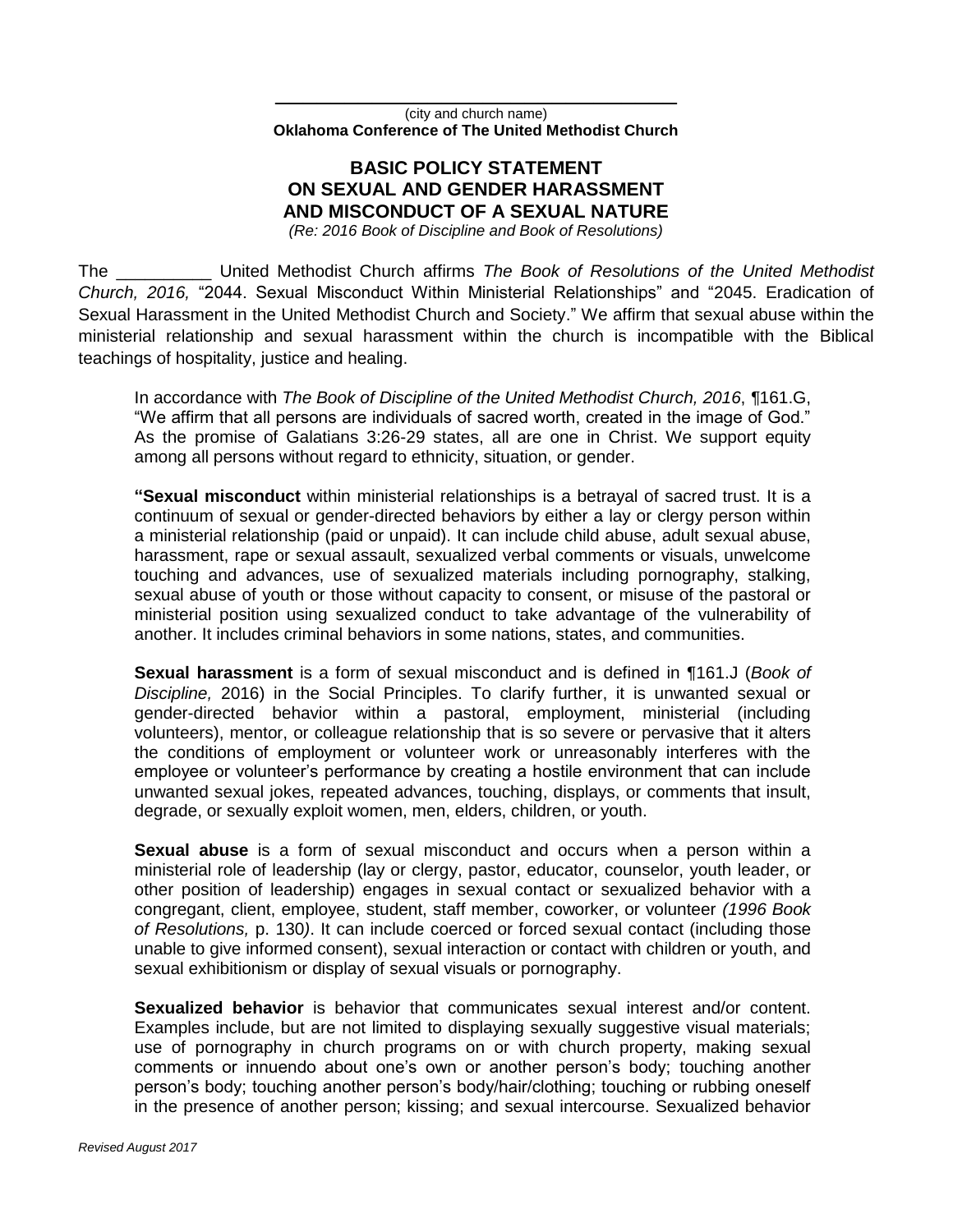\_\_\_\_\_\_\_\_\_\_\_\_\_\_\_\_\_\_\_\_\_\_\_\_\_\_\_\_\_\_\_\_\_\_\_\_\_\_\_\_

(city and church name)

**Oklahoma Conference of The United Methodist Church**

# BASIC POLICY STATEMENT ON SEXUAL AND GENDER HARASSMENT AND MISCONDUCT OF A SEXUAL NATURE

*(Re: 2016 Book of Discipline and Book of Resolutions)*

The \_\_\_\_\_\_\_\_\_\_ United Methodist Church affirms *The Book of Resolutions of the United Methodist Church, 2016,* "2044. Sexual Misconduct Within Ministerial Relationships" and "2045. Eradication of Sexual Harassment in the United Methodist Church and Society." We affirm that sexual abuse within the ministerial relationship and sexual harassment within the church is incompatible with the Biblical teachings of hospitality, justice and healing.

In accordance with *The Book of Discipline of the United Methodist Church, 2016*, ¶161.G, "We affirm that all persons are individuals of sacred worth, created in the image of God." As the promise of Galatians 3:26-29 states, all are one in Christ. We support equity among all persons without regard to ethnicity, situation, or gender.

**"Sexual misconduct** within ministerial relationships is a betrayal of sacred trust. It is a continuum of sexual or gender-directed behaviors by either a lay or clergy person within a ministerial relationship (paid or unpaid). It can include child abuse, adult sexual abuse, harassment, rape or sexual assault, sexualized verbal comments or visuals, unwelcome touching and advances, use of sexualized materials including pornography, stalking, sexual abuse of youth or those without capacity to consent, or misuse of the pastoral or ministerial position using sexualized conduct to take advantage of the vulnerability of another. It includes criminal behaviors in some nations, states, and communities.

**Sexual harassment** is a form of sexual misconduct and is defined in ¶161.J (*Book of Discipline,* 2016) in the Social Principles. To clarify further, it is unwanted sexual or gender-directed behavior within a pastoral, employment, ministerial (including volunteers), mentor, or colleague relationship that is so severe or pervasive that it alters the conditions of employment or volunteer work or unreasonably interferes with the employee or volunteer's performance by creating a hostile environment that can include unwanted sexual jokes, repeated advances, touching, displays, or comments that insult, degrade, or sexually exploit women, men, elders, children, or youth.

**Sexual abuse** is a form of sexual misconduct and occurs when a person within a ministerial role of leadership (lay or clergy, pastor, educator, counselor, youth leader, or other position of leadership) engages in sexual contact or sexualized behavior with a congregant, client, employee, student, staff member, coworker, or volunteer *(1996 Book of Resolutions,* p. 130*)*. It can include coerced or forced sexual contact (including those unable to give informed consent), sexual interaction or contact with children or youth, and sexual exhibitionism or display of sexual visuals or pornography.

**Sexualized behavior** is behavior that communicates sexual interest and/or content. Examples include, but are not limited to displaying sexually suggestive visual materials; use of pornography in church programs on or with church property, making sexual comments or innuendo about one's own or another person's body; touching another person's body; touching another person's body/hair/clothing; touching or rubbing oneself in the presence of another person; kissing; and sexual intercourse. Sexualized behavior

*Revised August 2017*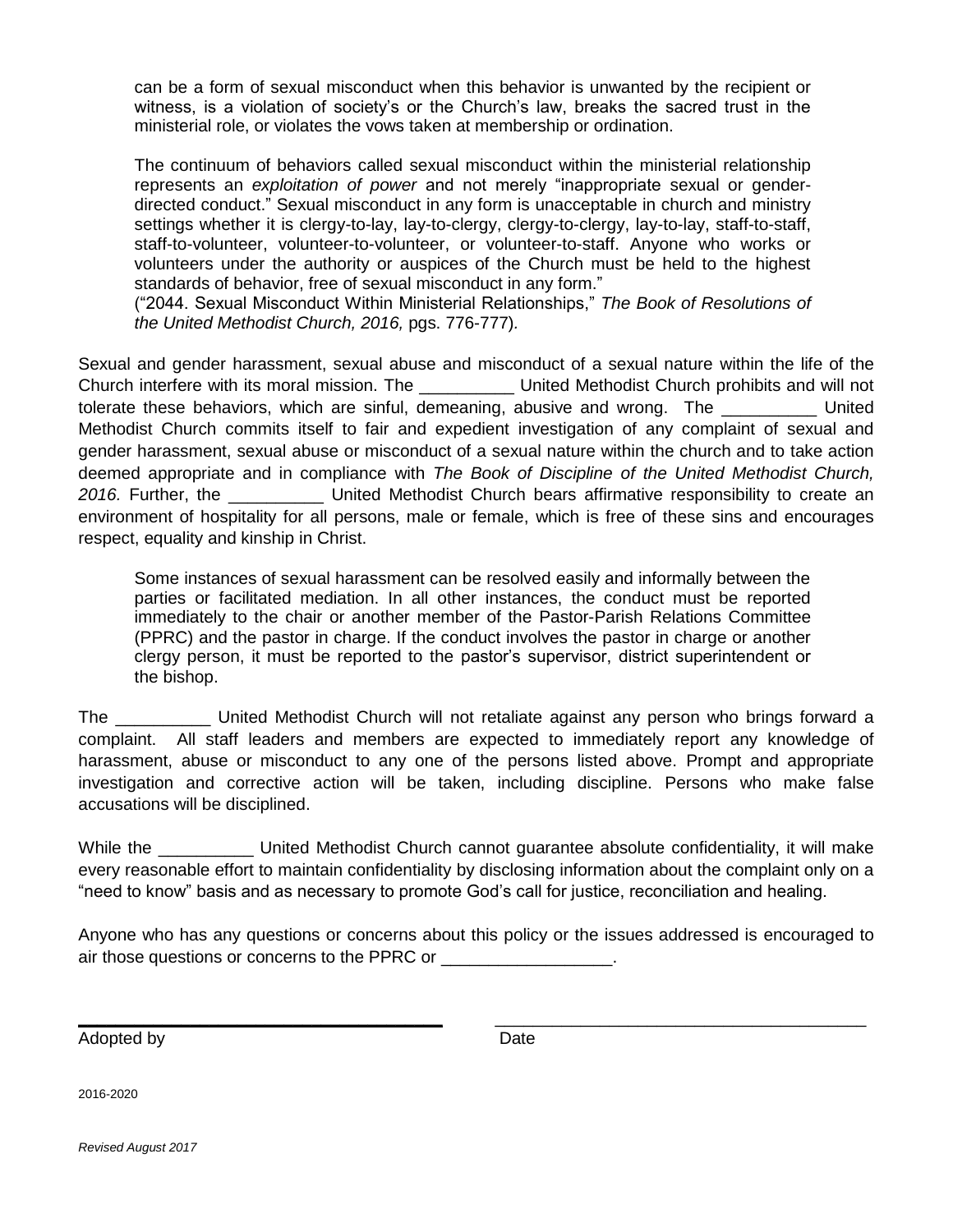can be a form of sexual misconduct when this behavior is unwanted by the recipient or witness, is a violation of society's or the Church's law, breaks the sacred trust in the ministerial role, or violates the vows taken at membership or ordination.

> The continuum of behaviors called sexual misconduct within the ministerial relationship represents an *exploitation of power* and not merely "inappropriate sexual or gender-directed conduct." Sexual misconduct in any form is unacceptable in church and ministry settings whether it is clergy-to-lay, lay-to-clergy, clergy-to-clergy, lay-to-lay, staff-to-staff, staff-to-volunteer, volunteer-to-volunteer, or volunteer-to-staff. Anyone who works or volunteers under the authority or auspices of the Church must be held to the highest standards of behavior, free of sexual misconduct in any form."
> ("2044. Sexual Misconduct Within Ministerial Relationships," *The Book of Resolutions of the United Methodist Church, 2016,* pgs. 776-777).

Sexual and gender harassment, sexual abuse and misconduct of a sexual nature within the life of the Church interfere with its moral mission. The __________ United Methodist Church prohibits and will not tolerate these behaviors, which are sinful, demeaning, abusive and wrong. The __________ United Methodist Church commits itself to fair and expedient investigation of any complaint of sexual and gender harassment, sexual abuse or misconduct of a sexual nature within the church and to take action deemed appropriate and in compliance with *The Book of Discipline of the United Methodist Church, 2016.* Further, the __________ United Methodist Church bears affirmative responsibility to create an environment of hospitality for all persons, male or female, which is free of these sins and encourages respect, equality and kinship in Christ.

> Some instances of sexual harassment can be resolved easily and informally between the parties or facilitated mediation. In all other instances, the conduct must be reported immediately to the chair or another member of the Pastor-Parish Relations Committee (PPRC) and the pastor in charge. If the conduct involves the pastor in charge or another clergy person, it must be reported to the pastor's supervisor, district superintendent or the bishop.

The __________ United Methodist Church will not retaliate against any person who brings forward a complaint. All staff leaders and members are expected to immediately report any knowledge of harassment, abuse or misconduct to any one of the persons listed above. Prompt and appropriate investigation and corrective action will be taken, including discipline. Persons who make false accusations will be disciplined.

While the __________ United Methodist Church cannot guarantee absolute confidentiality, it will make every reasonable effort to maintain confidentiality by disclosing information about the complaint only on a "need to know" basis and as necessary to promote God's call for justice, reconciliation and healing.

Anyone who has any questions or concerns about this policy or the issues addressed is encouraged to air those questions or concerns to the PPRC or __________________.

______________________________________ ______________________________________

Adopted by Date

2016-2020

*Revised August 2017*